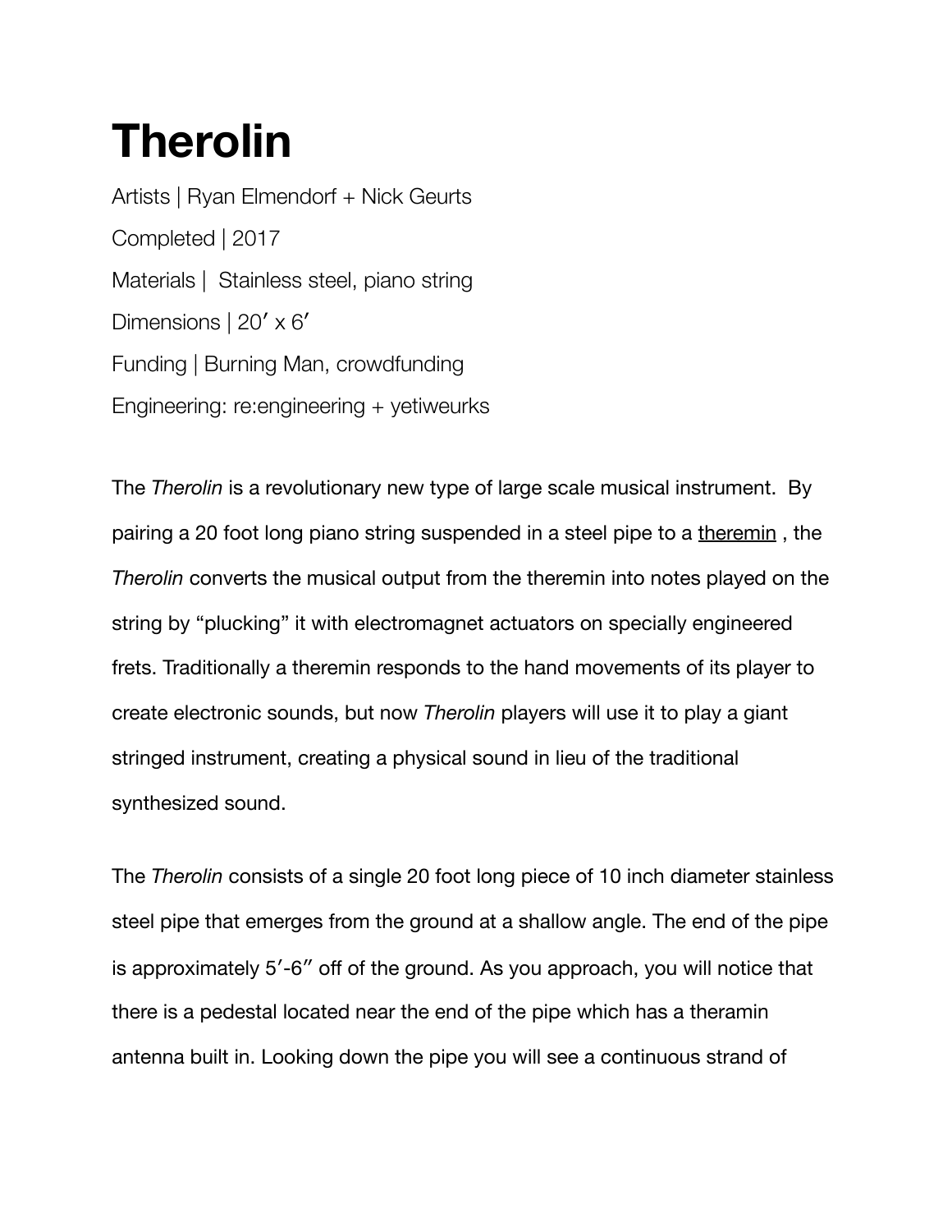# Therolin

Artists | Ryan Elmendorf + Nick Geurts

Completed | 2017

Materials |  Stainless steel, piano string

Dimensions | 20′ x 6′

Funding | Burning Man, crowdfunding

Engineering: re:engineering + yetiweurks

The *Therolin* is a revolutionary new type of large scale musical instrument.  By pairing a 20 foot long piano string suspended in a steel pipe to a theremin , the *Therolin* converts the musical output from the theremin into notes played on the string by "plucking" it with electromagnet actuators on specially engineered frets. Traditionally a theremin responds to the hand movements of its player to create electronic sounds, but now *Therolin* players will use it to play a giant stringed instrument, creating a physical sound in lieu of the traditional synthesized sound.

The *Therolin* consists of a single 20 foot long piece of 10 inch diameter stainless steel pipe that emerges from the ground at a shallow angle. The end of the pipe is approximately 5′-6″ off of the ground. As you approach, you will notice that there is a pedestal located near the end of the pipe which has a theramin antenna built in. Looking down the pipe you will see a continuous strand of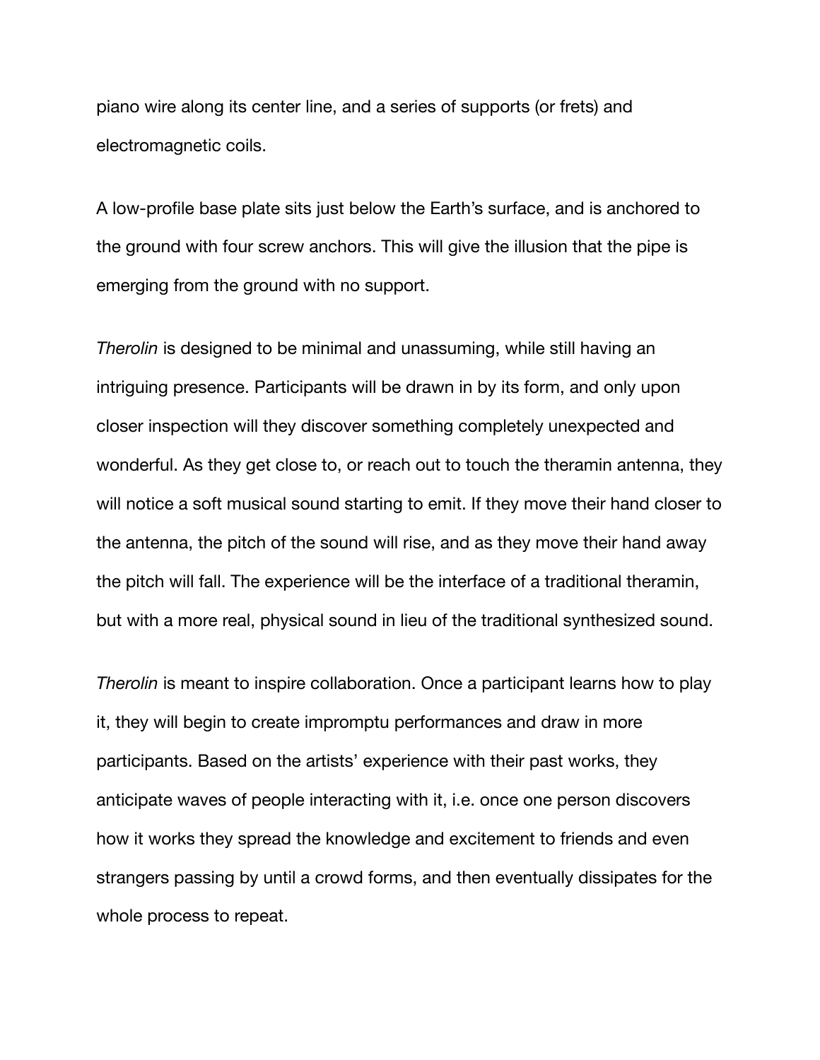piano wire along its center line, and a series of supports (or frets) and electromagnetic coils.

A low-profile base plate sits just below the Earth's surface, and is anchored to the ground with four screw anchors. This will give the illusion that the pipe is emerging from the ground with no support.

*Therolin* is designed to be minimal and unassuming, while still having an intriguing presence. Participants will be drawn in by its form, and only upon closer inspection will they discover something completely unexpected and wonderful. As they get close to, or reach out to touch the theramin antenna, they will notice a soft musical sound starting to emit. If they move their hand closer to the antenna, the pitch of the sound will rise, and as they move their hand away the pitch will fall. The experience will be the interface of a traditional theramin, but with a more real, physical sound in lieu of the traditional synthesized sound.

*Therolin* is meant to inspire collaboration. Once a participant learns how to play it, they will begin to create impromptu performances and draw in more participants. Based on the artists' experience with their past works, they anticipate waves of people interacting with it, i.e. once one person discovers how it works they spread the knowledge and excitement to friends and even strangers passing by until a crowd forms, and then eventually dissipates for the whole process to repeat.